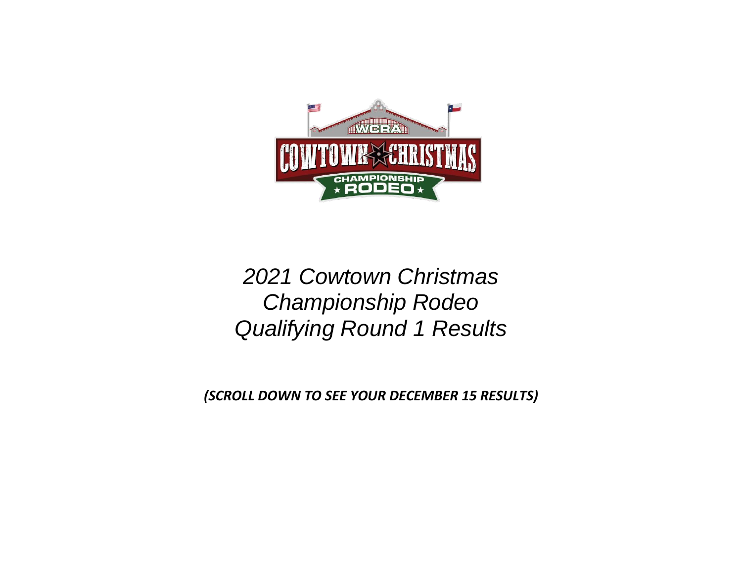*2021 Cowtown Christmas Championship Rodeo Qualifying Round 1 Results*

***(SCROLL DOWN TO SEE YOUR DECEMBER 15 RESULTS)***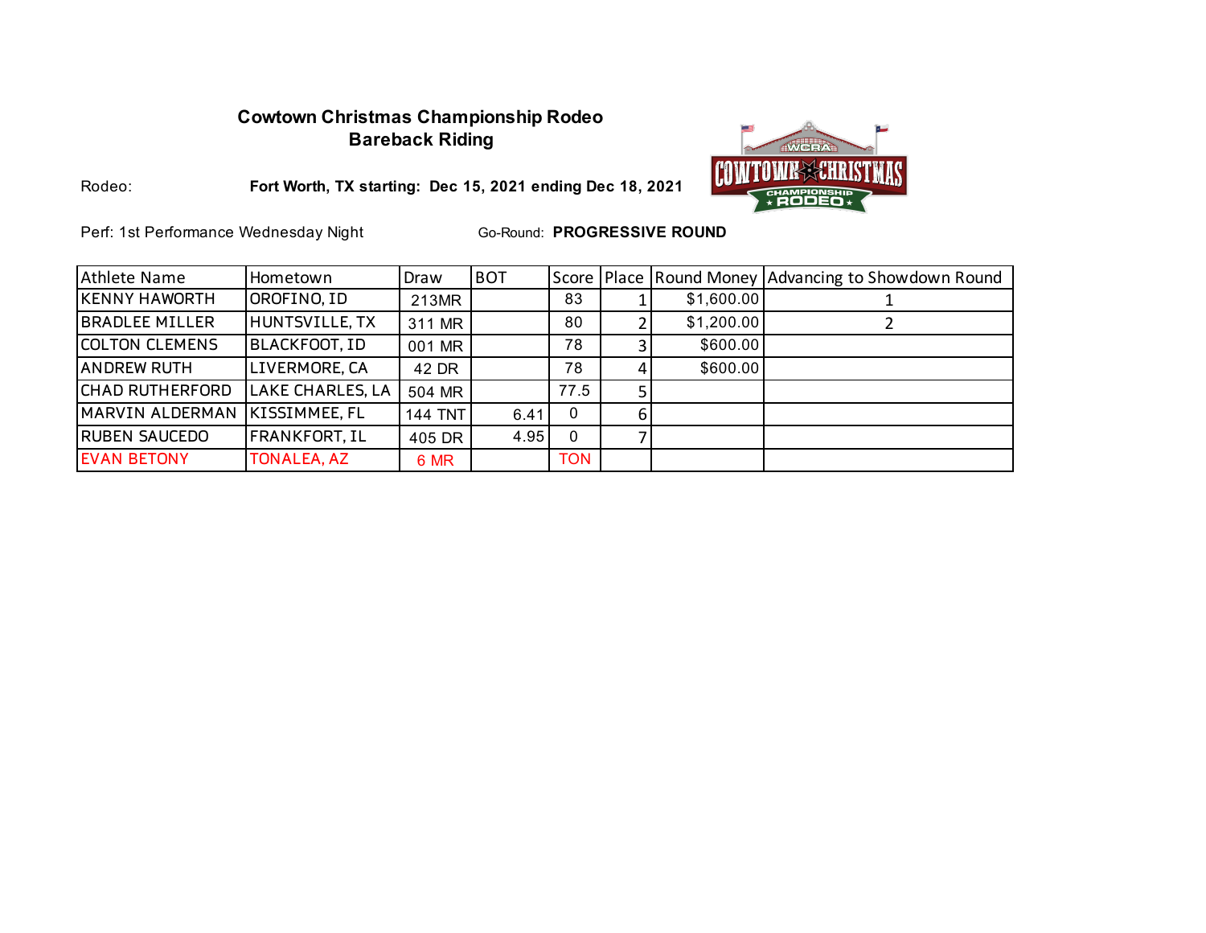**Cowtown Christmas Championship Rodeo**
**Bareback Riding**

Rodeo: **Fort Worth, TX starting: Dec 15, 2021 ending Dec 18, 2021**

Perf: 1st Performance Wednesday Night

Go-Round: **PROGRESSIVE ROUND**

| Athlete Name | Hometown | Draw | BOT | Score | Place | Round Money | Advancing to Showdown Round |
|---|---|---|---|---|---|---|---|
| KENNY HAWORTH | OROFINO, ID | 213MR | | 83 | 1 | $1,600.00 | 1 |
| BRADLEE MILLER | HUNTSVILLE, TX | 311 MR | | 80 | 2 | $1,200.00 | 2 |
| COLTON CLEMENS | BLACKFOOT, ID | 001 MR | | 78 | 3 | $600.00 | |
| ANDREW RUTH | LIVERMORE, CA | 42 DR | | 78 | 4 | $600.00 | |
| CHAD RUTHERFORD | LAKE CHARLES, LA | 504 MR | | 77.5 | 5 | | |
| MARVIN ALDERMAN | KISSIMMEE, FL | 144 TNT | 6.41 | 0 | 6 | | |
| RUBEN SAUCEDO | FRANKFORT, IL | 405 DR | 4.95 | 0 | 7 | | |
| EVAN BETONY | TONALEA, AZ | 6 MR | | TON | | | |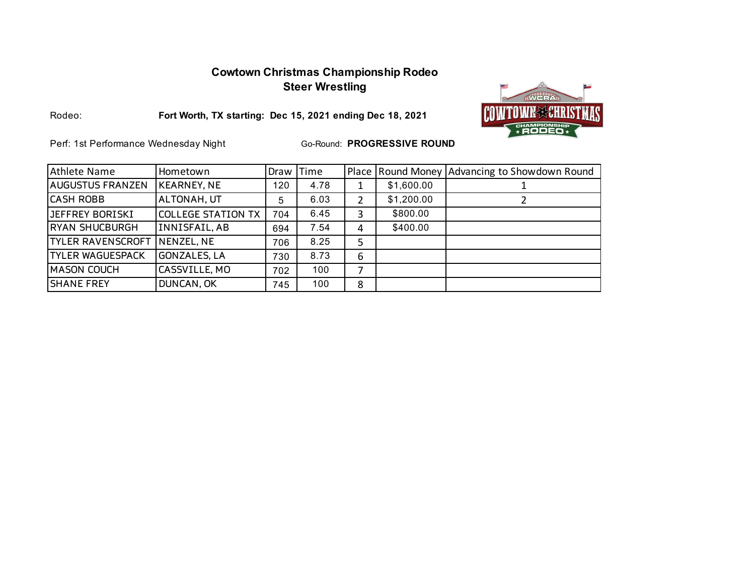# Cowtown Christmas Championship Rodeo
## Steer Wrestling

Rodeo: **Fort Worth, TX starting: Dec 15, 2021 ending Dec 18, 2021**

Perf: 1st Performance Wednesday Night

Go-Round: **PROGRESSIVE ROUND**

| Athlete Name | Hometown | Draw | Time | Place | Round Money | Advancing to Showdown Round |
|---|---|---|---|---|---|---|
| AUGUSTUS FRANZEN | KEARNEY, NE | 120 | 4.78 | 1 | $1,600.00 | 1 |
| CASH ROBB | ALTONAH, UT | 5 | 6.03 | 2 | $1,200.00 | 2 |
| JEFFREY BORISKI | COLLEGE STATION TX | 704 | 6.45 | 3 | $800.00 | |
| RYAN SHUCBURGH | INNISFAIL, AB | 694 | 7.54 | 4 | $400.00 | |
| TYLER RAVENSCROFT | NENZEL, NE | 706 | 8.25 | 5 | | |
| TYLER WAGUESPACK | GONZALES, LA | 730 | 8.73 | 6 | | |
| MASON COUCH | CASSVILLE, MO | 702 | 100 | 7 | | |
| SHANE FREY | DUNCAN, OK | 745 | 100 | 8 | | |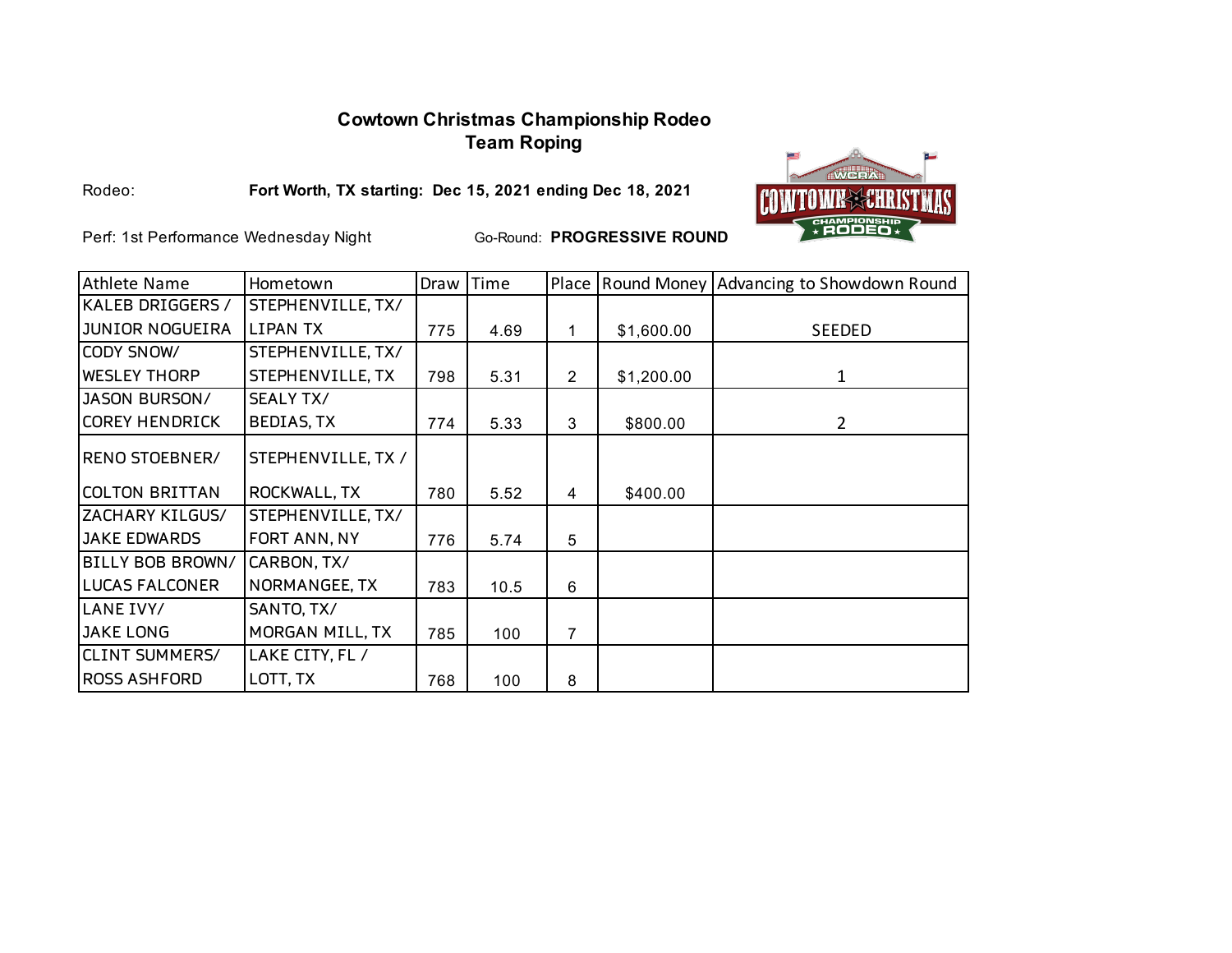**Cowtown Christmas Championship Rodeo**
**Team Roping**

Rodeo: **Fort Worth, TX starting: Dec 15, 2021 ending Dec 18, 2021**

Perf: 1st Performance Wednesday Night Go-Round: **PROGRESSIVE ROUND**

| Athlete Name | Hometown | Draw | Time | Place | Round Money | Advancing to Showdown Round |
|---|---|---|---|---|---|---|
| KALEB DRIGGERS / JUNIOR NOGUEIRA | STEPHENVILLE, TX/ LIPAN TX | 775 | 4.69 | 1 | $1,600.00 | SEEDED |
| CODY SNOW/ WESLEY THORP | STEPHENVILLE, TX/ STEPHENVILLE, TX | 798 | 5.31 | 2 | $1,200.00 | 1 |
| JASON BURSON/ COREY HENDRICK | SEALY TX/ BEDIAS, TX | 774 | 5.33 | 3 | $800.00 | 2 |
| RENO STOEBNER/ COLTON BRITTAN | STEPHENVILLE, TX / ROCKWALL, TX | 780 | 5.52 | 4 | $400.00 | |
| ZACHARY KILGUS/ JAKE EDWARDS | STEPHENVILLE, TX/ FORT ANN, NY | 776 | 5.74 | 5 | | |
| BILLY BOB BROWN/ LUCAS FALCONER | CARBON, TX/ NORMANGEE, TX | 783 | 10.5 | 6 | | |
| LANE IVY/ JAKE LONG | SANTO, TX/ MORGAN MILL, TX | 785 | 100 | 7 | | |
| CLINT SUMMERS/ ROSS ASHFORD | LAKE CITY, FL / LOTT, TX | 768 | 100 | 8 | | |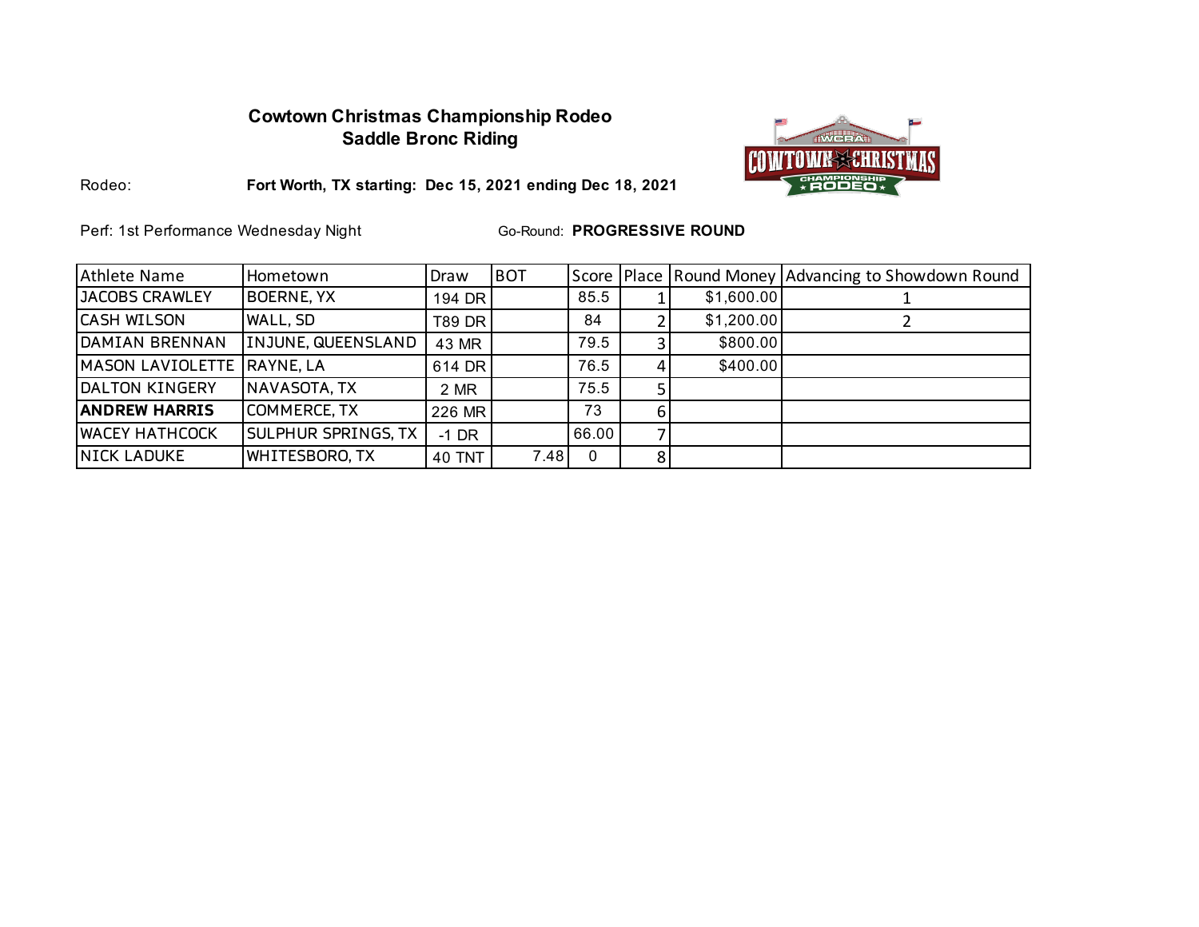**Cowtown Christmas Championship Rodeo**
**Saddle Bronc Riding**

Rodeo: **Fort Worth, TX starting: Dec 15, 2021 ending Dec 18, 2021**

Perf: 1st Performance Wednesday Night    Go-Round: **PROGRESSIVE ROUND**

| Athlete Name | Hometown | Draw | BOT | Score | Place | Round Money | Advancing to Showdown Round |
|---|---|---|---|---|---|---|---|
| JACOBS CRAWLEY | BOERNE, YX | 194 DR | | 85.5 | 1 | $1,600.00 | 1 |
| CASH WILSON | WALL, SD | T89 DR | | 84 | 2 | $1,200.00 | 2 |
| DAMIAN BRENNAN | INJUNE, QUEENSLAND | 43 MR | | 79.5 | 3 | $800.00 | |
| MASON LAVIOLETTE | RAYNE, LA | 614 DR | | 76.5 | 4 | $400.00 | |
| DALTON KINGERY | NAVASOTA, TX | 2 MR | | 75.5 | 5 | | |
| **ANDREW HARRIS** | COMMERCE, TX | 226 MR | | 73 | 6 | | |
| WACEY HATHCOCK | SULPHUR SPRINGS, TX | -1 DR | | 66.00 | 7 | | |
| NICK LADUKE | WHITESBORO, TX | 40 TNT | 7.48 | 0 | 8 | | |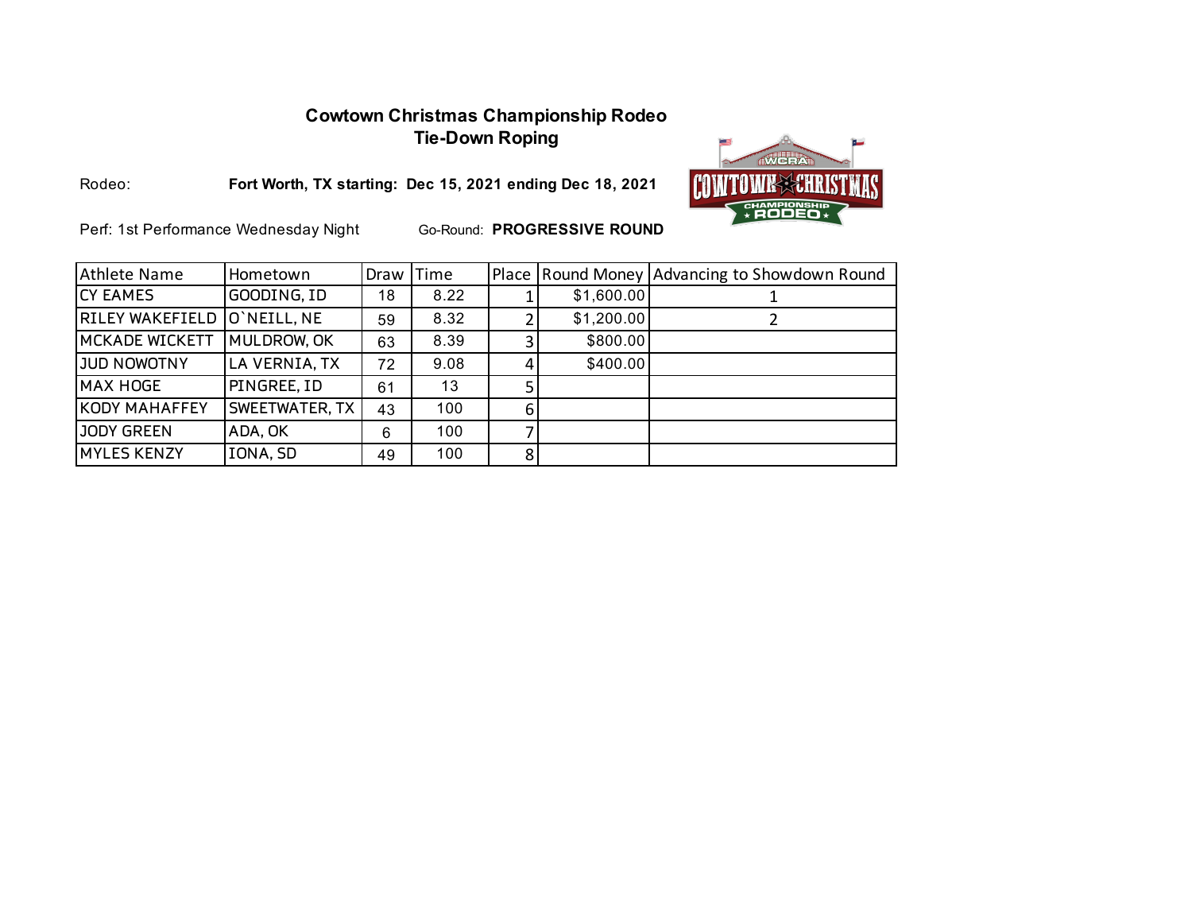## Cowtown Christmas Championship Rodeo
## Tie-Down Roping

Rodeo: **Fort Worth, TX starting: Dec 15, 2021 ending Dec 18, 2021**

Perf: 1st Performance Wednesday Night Go-Round: **PROGRESSIVE ROUND**

| Athlete Name | Hometown | Draw | Time | Place | Round Money | Advancing to Showdown Round |
|---|---|---|---|---|---|---|
| CY EAMES | GOODING, ID | 18 | 8.22 | 1 | $1,600.00 | 1 |
| RILEY WAKEFIELD | O`NEILL, NE | 59 | 8.32 | 2 | $1,200.00 | 2 |
| MCKADE WICKETT | MULDROW, OK | 63 | 8.39 | 3 | $800.00 | |
| JUD NOWOTNY | LA VERNIA, TX | 72 | 9.08 | 4 | $400.00 | |
| MAX HOGE | PINGREE, ID | 61 | 13 | 5 | | |
| KODY MAHAFFEY | SWEETWATER, TX | 43 | 100 | 6 | | |
| JODY GREEN | ADA, OK | 6 | 100 | 7 | | |
| MYLES KENZY | IONA, SD | 49 | 100 | 8 | | |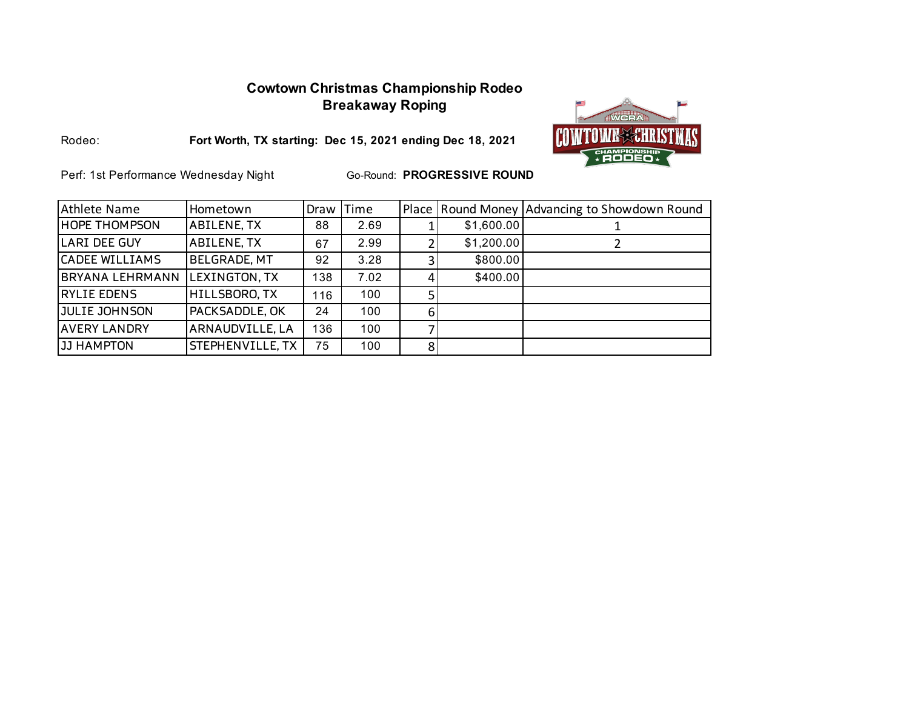# Cowtown Christmas Championship Rodeo

## Breakaway Roping

Rodeo: **Fort Worth, TX starting: Dec 15, 2021 ending Dec 18, 2021**

Perf: 1st Performance Wednesday Night Go-Round: **PROGRESSIVE ROUND**

| Athlete Name | Hometown | Draw | Time | Place | Round Money | Advancing to Showdown Round |
|---|---|---|---|---|---|---|
| HOPE THOMPSON | ABILENE, TX | 88 | 2.69 | 1 | $1,600.00 | 1 |
| LARI DEE GUY | ABILENE, TX | 67 | 2.99 | 2 | $1,200.00 | 2 |
| CADEE WILLIAMS | BELGRADE, MT | 92 | 3.28 | 3 | $800.00 | |
| BRYANA LEHRMANN | LEXINGTON, TX | 138 | 7.02 | 4 | $400.00 | |
| RYLIE EDENS | HILLSBORO, TX | 116 | 100 | 5 | | |
| JULIE JOHNSON | PACKSADDLE, OK | 24 | 100 | 6 | | |
| AVERY LANDRY | ARNAUDVILLE, LA | 136 | 100 | 7 | | |
| JJ HAMPTON | STEPHENVILLE, TX | 75 | 100 | 8 | | |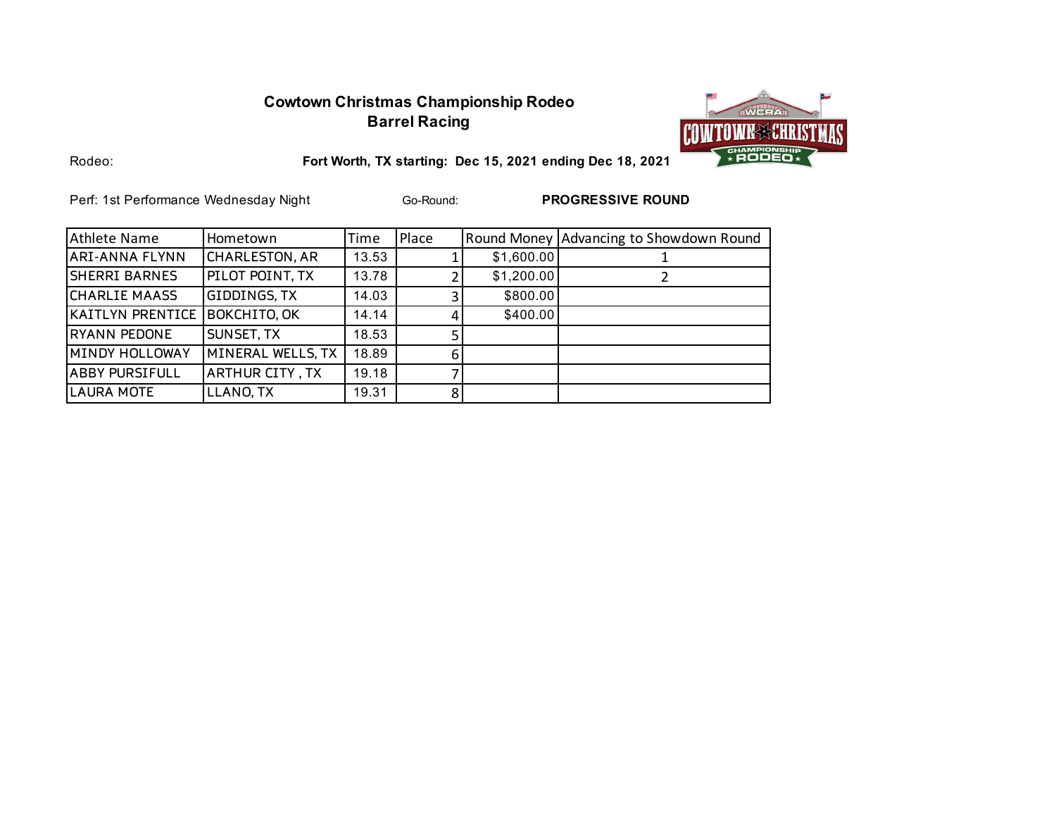**Cowtown Christmas Championship Rodeo**
**Barrel Racing**

Rodeo: **Fort Worth, TX starting: Dec 15, 2021 ending Dec 18, 2021**

Perf: 1st Performance Wednesday Night Go-Round: **PROGRESSIVE ROUND**

| Athlete Name | Hometown | Time | Place | Round Money | Advancing to Showdown Round |
|---|---|---|---|---|---|
| ARI-ANNA FLYNN | CHARLESTON, AR | 13.53 | 1 | $1,600.00 | 1 |
| SHERRI BARNES | PILOT POINT, TX | 13.78 | 2 | $1,200.00 | 2 |
| CHARLIE MAASS | GIDDINGS, TX | 14.03 | 3 | $800.00 | |
| KAITLYN PRENTICE | BOKCHITO, OK | 14.14 | 4 | $400.00 | |
| RYANN PEDONE | SUNSET, TX | 18.53 | 5 | | |
| MINDY HOLLOWAY | MINERAL WELLS, TX | 18.89 | 6 | | |
| ABBY PURSIFULL | ARTHUR CITY , TX | 19.18 | 7 | | |
| LAURA MOTE | LLANO, TX | 19.31 | 8 | | |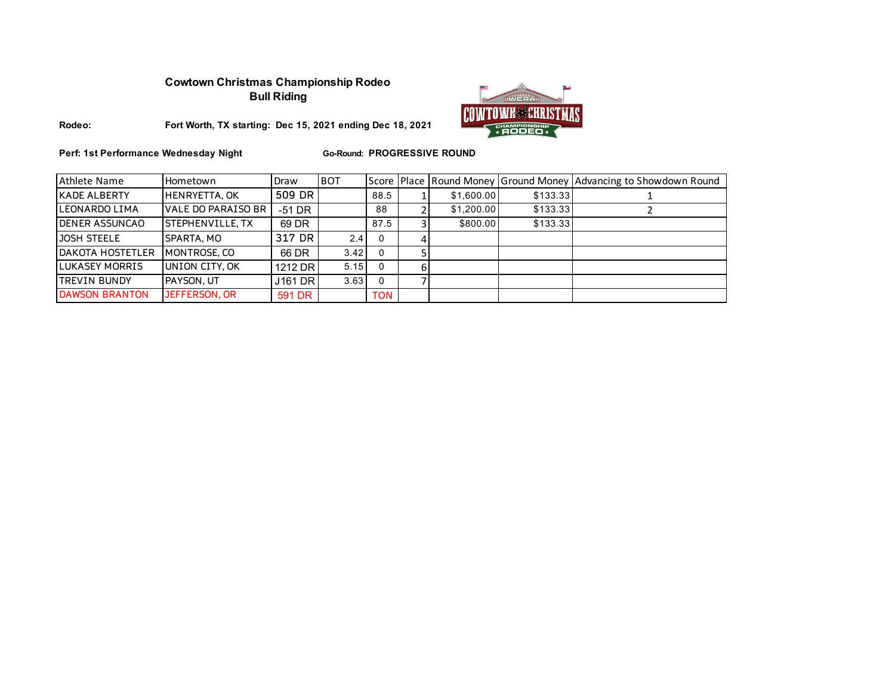**Cowtown Christmas Championship Rodeo**
**Bull Riding**

**Rodeo:** **Fort Worth, TX starting: Dec 15, 2021 ending Dec 18, 2021**

**Perf: 1st Performance Wednesday Night** **Go-Round: PROGRESSIVE ROUND**

| Athlete Name | Hometown | Draw | BOT | Score | Place | Round Money | Ground Money | Advancing to Showdown Round |
|---|---|---|---|---|---|---|---|---|
| KADE ALBERTY | HENRYETTA, OK | 509 DR | | 88.5 | 1 | $1,600.00 | $133.33 | 1 |
| LEONARDO LIMA | VALE DO PARAISO BR | -51 DR | | 88 | 2 | $1,200.00 | $133.33 | 2 |
| DENER ASSUNCAO | STEPHENVILLE, TX | 69 DR | | 87.5 | 3 | $800.00 | $133.33 | |
| JOSH STEELE | SPARTA, MO | 317 DR | 2.4 | 0 | 4 | | | |
| DAKOTA HOSTETLER | MONTROSE, CO | 66 DR | 3.42 | 0 | 5 | | | |
| LUKASEY MORRIS | UNION CITY, OK | 1212 DR | 5.15 | 0 | 6 | | | |
| TREVIN BUNDY | PAYSON, UT | J161 DR | 3.63 | 0 | 7 | | | |
| DAWSON BRANTON | JEFFERSON, OR | 591 DR | | TON | | | | |